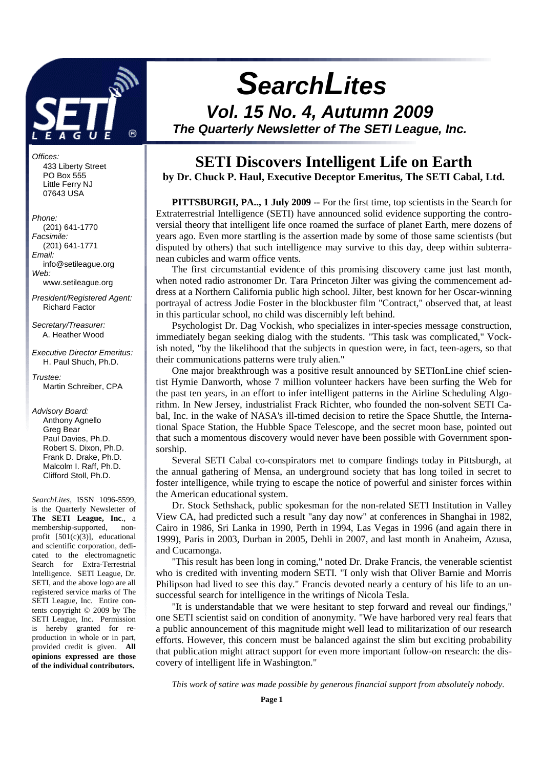# SearchLites

## Vol. 15 No. 4, Autumn 2009

**The Quarterly Newsletter of The SETI League, Inc.**

*Offices:*
433 Liberty Street
PO Box 555
Little Ferry NJ
07643 USA

*Phone:*
(201) 641-1770
*Facsimile:*
(201) 641-1771
*Email:*
info@setileague.org
*Web:*
www.setileague.org

*President/Registered Agent:*
Richard Factor

*Secretary/Treasurer:*
A. Heather Wood

*Executive Director Emeritus:*
H. Paul Shuch, Ph.D.

*Trustee:*
Martin Schreiber, CPA

*Advisory Board:*
Anthony Agnello
Greg Bear
Paul Davies, Ph.D.
Robert S. Dixon, Ph.D.
Frank D. Drake, Ph.D.
Malcolm I. Raff, Ph.D.
Clifford Stoll, Ph.D.

*SearchLites*, ISSN 1096-5599, is the Quarterly Newsletter of **The SETI League, Inc**., a membership-supported, non-profit [501(c)(3)], educational and scientific corporation, dedicated to the electromagnetic Search for Extra-Terrestrial Intelligence. SETI League, Dr. SETI, and the above logo are all registered service marks of The SETI League, Inc. Entire contents copyright © 2009 by The SETI League, Inc. Permission is hereby granted for reproduction in whole or in part, provided credit is given. **All opinions expressed are those of the individual contributors.**

# SETI Discovers Intelligent Life on Earth

**by Dr. Chuck P. Haul, Executive Deceptor Emeritus, The SETI Cabal, Ltd.**

**PITTSBURGH, PA.., 1 July 2009 --** For the first time, top scientists in the Search for Extraterrestrial Intelligence (SETI) have announced solid evidence supporting the controversial theory that intelligent life once roamed the surface of planet Earth, mere dozens of years ago. Even more startling is the assertion made by some of those same scientists (but disputed by others) that such intelligence may survive to this day, deep within subterranean cubicles and warm office vents.

The first circumstantial evidence of this promising discovery came just last month, when noted radio astronomer Dr. Tara Princeton Jilter was giving the commencement address at a Northern California public high school. Jilter, best known for her Oscar-winning portrayal of actress Jodie Foster in the blockbuster film "Contract," observed that, at least in this particular school, no child was discernibly left behind.

Psychologist Dr. Dag Vockish, who specializes in inter-species message construction, immediately began seeking dialog with the students. "This task was complicated," Vockish noted, "by the likelihood that the subjects in question were, in fact, teen-agers, so that their communications patterns were truly alien."

One major breakthrough was a positive result announced by SETIonLine chief scientist Hymie Danworth, whose 7 million volunteer hackers have been surfing the Web for the past ten years, in an effort to infer intelligent patterns in the Airline Scheduling Algorithm. In New Jersey, industrialist Frack Richter, who founded the non-solvent SETI Cabal, Inc. in the wake of NASA's ill-timed decision to retire the Space Shuttle, the International Space Station, the Hubble Space Telescope, and the secret moon base, pointed out that such a momentous discovery would never have been possible with Government sponsorship.

Several SETI Cabal co-conspirators met to compare findings today in Pittsburgh, at the annual gathering of Mensa, an underground society that has long toiled in secret to foster intelligence, while trying to escape the notice of powerful and sinister forces within the American educational system.

Dr. Stock Sethshack, public spokesman for the non-related SETI Institution in Valley View CA, had predicted such a result "any day now" at conferences in Shanghai in 1982, Cairo in 1986, Sri Lanka in 1990, Perth in 1994, Las Vegas in 1996 (and again there in 1999), Paris in 2003, Durban in 2005, Dehli in 2007, and last month in Anaheim, Azusa, and Cucamonga.

"This result has been long in coming," noted Dr. Drake Francis, the venerable scientist who is credited with inventing modern SETI. "I only wish that Oliver Barnie and Morris Philipson had lived to see this day." Francis devoted nearly a century of his life to an unsuccessful search for intelligence in the writings of Nicola Tesla.

"It is understandable that we were hesitant to step forward and reveal our findings," one SETI scientist said on condition of anonymity. "We have harbored very real fears that a public announcement of this magnitude might well lead to militarization of our research efforts. However, this concern must be balanced against the slim but exciting probability that publication might attract support for even more important follow-on research: the discovery of intelligent life in Washington."

*This work of satire was made possible by generous financial support from absolutely nobody.*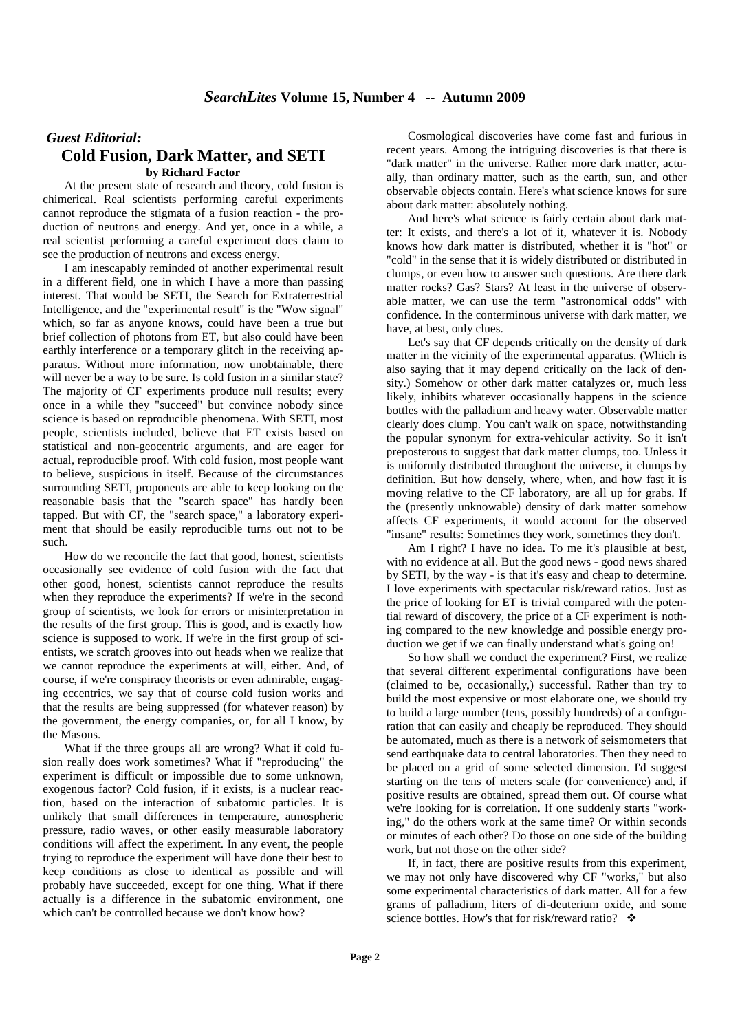## *Guest Editorial:*

# Cold Fusion, Dark Matter, and SETI

**by Richard Factor**

At the present state of research and theory, cold fusion is chimerical. Real scientists performing careful experiments cannot reproduce the stigmata of a fusion reaction - the production of neutrons and energy. And yet, once in a while, a real scientist performing a careful experiment does claim to see the production of neutrons and excess energy.

I am inescapably reminded of another experimental result in a different field, one in which I have a more than passing interest. That would be SETI, the Search for Extraterrestrial Intelligence, and the "experimental result" is the "Wow signal" which, so far as anyone knows, could have been a true but brief collection of photons from ET, but also could have been earthly interference or a temporary glitch in the receiving apparatus. Without more information, now unobtainable, there will never be a way to be sure. Is cold fusion in a similar state? The majority of CF experiments produce null results; every once in a while they "succeed" but convince nobody since science is based on reproducible phenomena. With SETI, most people, scientists included, believe that ET exists based on statistical and non-geocentric arguments, and are eager for actual, reproducible proof. With cold fusion, most people want to believe, suspicious in itself. Because of the circumstances surrounding SETI, proponents are able to keep looking on the reasonable basis that the "search space" has hardly been tapped. But with CF, the "search space," a laboratory experiment that should be easily reproducible turns out not to be such.

How do we reconcile the fact that good, honest, scientists occasionally see evidence of cold fusion with the fact that other good, honest, scientists cannot reproduce the results when they reproduce the experiments? If we're in the second group of scientists, we look for errors or misinterpretation in the results of the first group. This is good, and is exactly how science is supposed to work. If we're in the first group of scientists, we scratch grooves into out heads when we realize that we cannot reproduce the experiments at will, either. And, of course, if we're conspiracy theorists or even admirable, engaging eccentrics, we say that of course cold fusion works and that the results are being suppressed (for whatever reason) by the government, the energy companies, or, for all I know, by the Masons.

What if the three groups all are wrong? What if cold fusion really does work sometimes? What if "reproducing" the experiment is difficult or impossible due to some unknown, exogenous factor? Cold fusion, if it exists, is a nuclear reaction, based on the interaction of subatomic particles. It is unlikely that small differences in temperature, atmospheric pressure, radio waves, or other easily measurable laboratory conditions will affect the experiment. In any event, the people trying to reproduce the experiment will have done their best to keep conditions as close to identical as possible and will probably have succeeded, except for one thing. What if there actually is a difference in the subatomic environment, one which can't be controlled because we don't know how?

Cosmological discoveries have come fast and furious in recent years. Among the intriguing discoveries is that there is "dark matter" in the universe. Rather more dark matter, actually, than ordinary matter, such as the earth, sun, and other observable objects contain. Here's what science knows for sure about dark matter: absolutely nothing.

And here's what science is fairly certain about dark matter: It exists, and there's a lot of it, whatever it is. Nobody knows how dark matter is distributed, whether it is "hot" or "cold" in the sense that it is widely distributed or distributed in clumps, or even how to answer such questions. Are there dark matter rocks? Gas? Stars? At least in the universe of observable matter, we can use the term "astronomical odds" with confidence. In the conterminous universe with dark matter, we have, at best, only clues.

Let's say that CF depends critically on the density of dark matter in the vicinity of the experimental apparatus. (Which is also saying that it may depend critically on the lack of density.) Somehow or other dark matter catalyzes or, much less likely, inhibits whatever occasionally happens in the science bottles with the palladium and heavy water. Observable matter clearly does clump. You can't walk on space, notwithstanding the popular synonym for extra-vehicular activity. So it isn't preposterous to suggest that dark matter clumps, too. Unless it is uniformly distributed throughout the universe, it clumps by definition. But how densely, where, when, and how fast it is moving relative to the CF laboratory, are all up for grabs. If the (presently unknowable) density of dark matter somehow affects CF experiments, it would account for the observed "insane" results: Sometimes they work, sometimes they don't.

Am I right? I have no idea. To me it's plausible at best, with no evidence at all. But the good news - good news shared by SETI, by the way - is that it's easy and cheap to determine. I love experiments with spectacular risk/reward ratios. Just as the price of looking for ET is trivial compared with the potential reward of discovery, the price of a CF experiment is nothing compared to the new knowledge and possible energy production we get if we can finally understand what's going on!

So how shall we conduct the experiment? First, we realize that several different experimental configurations have been (claimed to be, occasionally,) successful. Rather than try to build the most expensive or most elaborate one, we should try to build a large number (tens, possibly hundreds) of a configuration that can easily and cheaply be reproduced. They should be automated, much as there is a network of seismometers that send earthquake data to central laboratories. Then they need to be placed on a grid of some selected dimension. I'd suggest starting on the tens of meters scale (for convenience) and, if positive results are obtained, spread them out. Of course what we're looking for is correlation. If one suddenly starts "working," do the others work at the same time? Or within seconds or minutes of each other? Do those on one side of the building work, but not those on the other side?

If, in fact, there are positive results from this experiment, we may not only have discovered why CF "works," but also some experimental characteristics of dark matter. All for a few grams of palladium, liters of di-deuterium oxide, and some science bottles. How's that for risk/reward ratio? ❖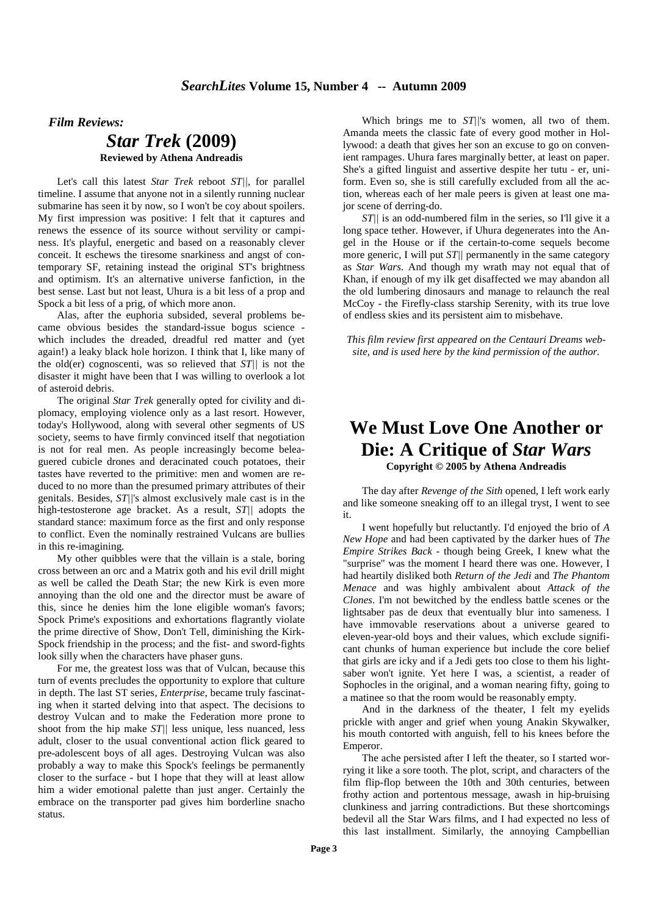## *Film Reviews:*

# *Star Trek* (2009)

**Reviewed by Athena Andreadis**

Let's call this latest *Star Trek* reboot *ST||*, for parallel timeline. I assume that anyone not in a silently running nuclear submarine has seen it by now, so I won't be coy about spoilers. My first impression was positive: I felt that it captures and renews the essence of its source without servility or campiness. It's playful, energetic and based on a reasonably clever conceit. It eschews the tiresome snarkiness and angst of contemporary SF, retaining instead the original ST's brightness and optimism. It's an alternative universe fanfiction, in the best sense. Last but not least, Uhura is a bit less of a prop and Spock a bit less of a prig, of which more anon.

Alas, after the euphoria subsided, several problems became obvious besides the standard-issue bogus science - which includes the dreaded, dreadful red matter and (yet again!) a leaky black hole horizon. I think that I, like many of the old(er) cognoscenti, was so relieved that *ST||* is not the disaster it might have been that I was willing to overlook a lot of asteroid debris.

The original *Star Trek* generally opted for civility and diplomacy, employing violence only as a last resort. However, today's Hollywood, along with several other segments of US society, seems to have firmly convinced itself that negotiation is not for real men. As people increasingly become beleaguered cubicle drones and deracinated couch potatoes, their tastes have reverted to the primitive: men and women are reduced to no more than the presumed primary attributes of their genitals. Besides, *ST||*'s almost exclusively male cast is in the high-testosterone age bracket. As a result, *ST||* adopts the standard stance: maximum force as the first and only response to conflict. Even the nominally restrained Vulcans are bullies in this re-imagining.

My other quibbles were that the villain is a stale, boring cross between an orc and a Matrix goth and his evil drill might as well be called the Death Star; the new Kirk is even more annoying than the old one and the director must be aware of this, since he denies him the lone eligible woman's favors; Spock Prime's expositions and exhortations flagrantly violate the prime directive of Show, Don't Tell, diminishing the Kirk-Spock friendship in the process; and the fist- and sword-fights look silly when the characters have phaser guns.

For me, the greatest loss was that of Vulcan, because this turn of events precludes the opportunity to explore that culture in depth. The last ST series, *Enterprise*, became truly fascinating when it started delving into that aspect. The decisions to destroy Vulcan and to make the Federation more prone to shoot from the hip make *ST||* less unique, less nuanced, less adult, closer to the usual conventional action flick geared to pre-adolescent boys of all ages. Destroying Vulcan was also probably a way to make this Spock's feelings be permanently closer to the surface - but I hope that they will at least allow him a wider emotional palette than just anger. Certainly the embrace on the transporter pad gives him borderline snacho status.

Which brings me to *ST||*'s women, all two of them. Amanda meets the classic fate of every good mother in Hollywood: a death that gives her son an excuse to go on convenient rampages. Uhura fares marginally better, at least on paper. She's a gifted linguist and assertive despite her tutu - er, uniform. Even so, she is still carefully excluded from all the action, whereas each of her male peers is given at least one major scene of derring-do.

*ST||* is an odd-numbered film in the series, so I'll give it a long space tether. However, if Uhura degenerates into the Angel in the House or if the certain-to-come sequels become more generic, I will put *ST||* permanently in the same category as *Star Wars*. And though my wrath may not equal that of Khan, if enough of my ilk get disaffected we may abandon all the old lumbering dinosaurs and manage to relaunch the real McCoy - the Firefly-class starship Serenity, with its true love of endless skies and its persistent aim to misbehave.

*This film review first appeared on the Centauri Dreams website, and is used here by the kind permission of the author.*

# We Must Love One Another or Die: A Critique of *Star Wars*

**Copyright © 2005 by Athena Andreadis**

The day after *Revenge of the Sith* opened, I left work early and like someone sneaking off to an illegal tryst, I went to see it.

I went hopefully but reluctantly. I'd enjoyed the brio of *A New Hope* and had been captivated by the darker hues of *The Empire Strikes Back* - though being Greek, I knew what the "surprise" was the moment I heard there was one. However, I had heartily disliked both *Return of the Jedi* and *The Phantom Menace* and was highly ambivalent about *Attack of the Clones*. I'm not bewitched by the endless battle scenes or the lightsaber pas de deux that eventually blur into sameness. I have immovable reservations about a universe geared to eleven-year-old boys and their values, which exclude significant chunks of human experience but include the core belief that girls are icky and if a Jedi gets too close to them his lightsaber won't ignite. Yet here I was, a scientist, a reader of Sophocles in the original, and a woman nearing fifty, going to a matinee so that the room would be reasonably empty.

And in the darkness of the theater, I felt my eyelids prickle with anger and grief when young Anakin Skywalker, his mouth contorted with anguish, fell to his knees before the Emperor.

The ache persisted after I left the theater, so I started worrying it like a sore tooth. The plot, script, and characters of the film flip-flop between the 10th and 30th centuries, between frothy action and portentous message, awash in hip-bruising clunkiness and jarring contradictions. But these shortcomings bedevil all the Star Wars films, and I had expected no less of this last installment. Similarly, the annoying Campbellian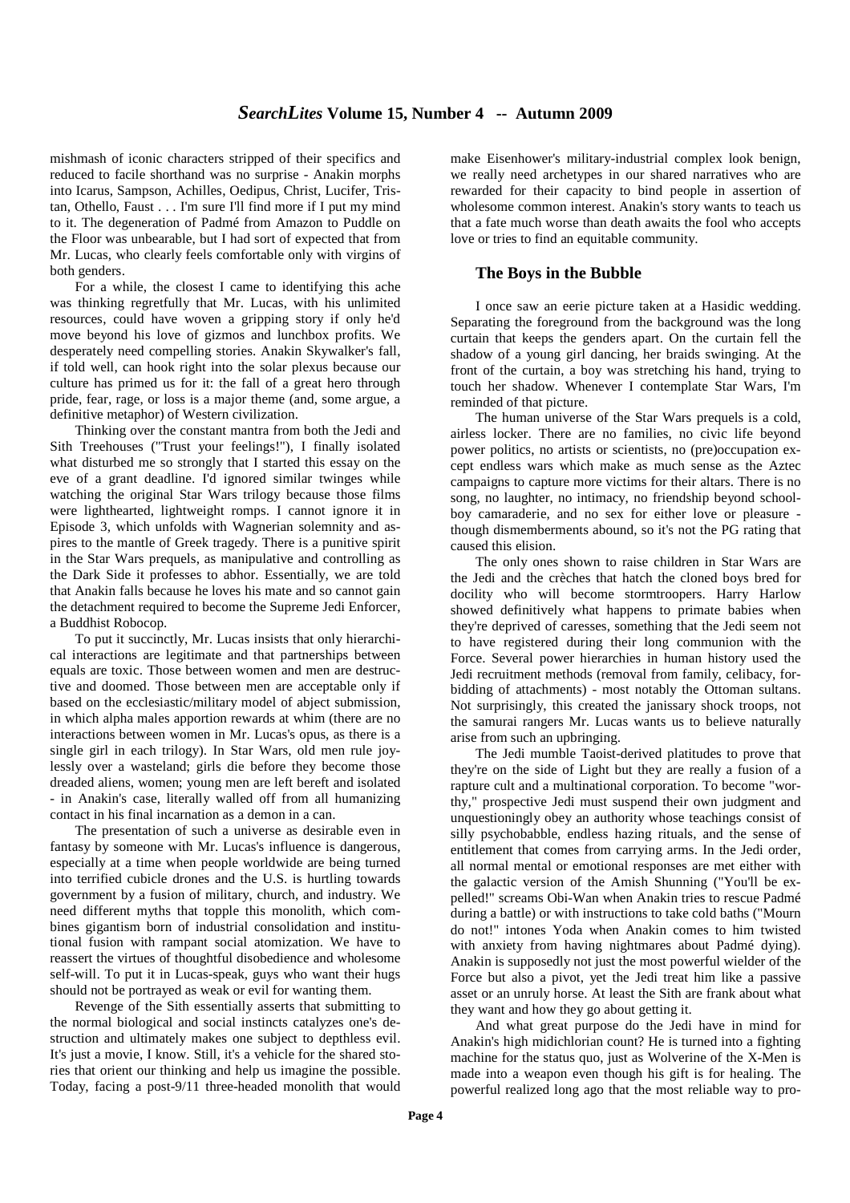mishmash of iconic characters stripped of their specifics and reduced to facile shorthand was no surprise - Anakin morphs into Icarus, Sampson, Achilles, Oedipus, Christ, Lucifer, Tristan, Othello, Faust . . . I'm sure I'll find more if I put my mind to it. The degeneration of Padmé from Amazon to Puddle on the Floor was unbearable, but I had sort of expected that from Mr. Lucas, who clearly feels comfortable only with virgins of both genders.

For a while, the closest I came to identifying this ache was thinking regretfully that Mr. Lucas, with his unlimited resources, could have woven a gripping story if only he'd move beyond his love of gizmos and lunchbox profits. We desperately need compelling stories. Anakin Skywalker's fall, if told well, can hook right into the solar plexus because our culture has primed us for it: the fall of a great hero through pride, fear, rage, or loss is a major theme (and, some argue, a definitive metaphor) of Western civilization.

Thinking over the constant mantra from both the Jedi and Sith Treehouses ("Trust your feelings!"), I finally isolated what disturbed me so strongly that I started this essay on the eve of a grant deadline. I'd ignored similar twinges while watching the original Star Wars trilogy because those films were lighthearted, lightweight romps. I cannot ignore it in Episode 3, which unfolds with Wagnerian solemnity and aspires to the mantle of Greek tragedy. There is a punitive spirit in the Star Wars prequels, as manipulative and controlling as the Dark Side it professes to abhor. Essentially, we are told that Anakin falls because he loves his mate and so cannot gain the detachment required to become the Supreme Jedi Enforcer, a Buddhist Robocop.

To put it succinctly, Mr. Lucas insists that only hierarchical interactions are legitimate and that partnerships between equals are toxic. Those between women and men are destructive and doomed. Those between men are acceptable only if based on the ecclesiastic/military model of abject submission, in which alpha males apportion rewards at whim (there are no interactions between women in Mr. Lucas's opus, as there is a single girl in each trilogy). In Star Wars, old men rule joylessly over a wasteland; girls die before they become those dreaded aliens, women; young men are left bereft and isolated - in Anakin's case, literally walled off from all humanizing contact in his final incarnation as a demon in a can.

The presentation of such a universe as desirable even in fantasy by someone with Mr. Lucas's influence is dangerous, especially at a time when people worldwide are being turned into terrified cubicle drones and the U.S. is hurtling towards government by a fusion of military, church, and industry. We need different myths that topple this monolith, which combines gigantism born of industrial consolidation and institutional fusion with rampant social atomization. We have to reassert the virtues of thoughtful disobedience and wholesome self-will. To put it in Lucas-speak, guys who want their hugs should not be portrayed as weak or evil for wanting them.

Revenge of the Sith essentially asserts that submitting to the normal biological and social instincts catalyzes one's destruction and ultimately makes one subject to depthless evil. It's just a movie, I know. Still, it's a vehicle for the shared stories that orient our thinking and help us imagine the possible. Today, facing a post-9/11 three-headed monolith that would make Eisenhower's military-industrial complex look benign, we really need archetypes in our shared narratives who are rewarded for their capacity to bind people in assertion of wholesome common interest. Anakin's story wants to teach us that a fate much worse than death awaits the fool who accepts love or tries to find an equitable community.

## The Boys in the Bubble

I once saw an eerie picture taken at a Hasidic wedding. Separating the foreground from the background was the long curtain that keeps the genders apart. On the curtain fell the shadow of a young girl dancing, her braids swinging. At the front of the curtain, a boy was stretching his hand, trying to touch her shadow. Whenever I contemplate Star Wars, I'm reminded of that picture.

The human universe of the Star Wars prequels is a cold, airless locker. There are no families, no civic life beyond power politics, no artists or scientists, no (pre)occupation except endless wars which make as much sense as the Aztec campaigns to capture more victims for their altars. There is no song, no laughter, no intimacy, no friendship beyond schoolboy camaraderie, and no sex for either love or pleasure - though dismemberments abound, so it's not the PG rating that caused this elision.

The only ones shown to raise children in Star Wars are the Jedi and the crèches that hatch the cloned boys bred for docility who will become stormtroopers. Harry Harlow showed definitively what happens to primate babies when they're deprived of caresses, something that the Jedi seem not to have registered during their long communion with the Force. Several power hierarchies in human history used the Jedi recruitment methods (removal from family, celibacy, forbidding of attachments) - most notably the Ottoman sultans. Not surprisingly, this created the janissary shock troops, not the samurai rangers Mr. Lucas wants us to believe naturally arise from such an upbringing.

The Jedi mumble Taoist-derived platitudes to prove that they're on the side of Light but they are really a fusion of a rapture cult and a multinational corporation. To become "worthy," prospective Jedi must suspend their own judgment and unquestioningly obey an authority whose teachings consist of silly psychobabble, endless hazing rituals, and the sense of entitlement that comes from carrying arms. In the Jedi order, all normal mental or emotional responses are met either with the galactic version of the Amish Shunning ("You'll be expelled!" screams Obi-Wan when Anakin tries to rescue Padmé during a battle) or with instructions to take cold baths ("Mourn do not!" intones Yoda when Anakin comes to him twisted with anxiety from having nightmares about Padmé dying). Anakin is supposedly not just the most powerful wielder of the Force but also a pivot, yet the Jedi treat him like a passive asset or an unruly horse. At least the Sith are frank about what they want and how they go about getting it.

And what great purpose do the Jedi have in mind for Anakin's high midichlorian count? He is turned into a fighting machine for the status quo, just as Wolverine of the X-Men is made into a weapon even though his gift is for healing. The powerful realized long ago that the most reliable way to pro-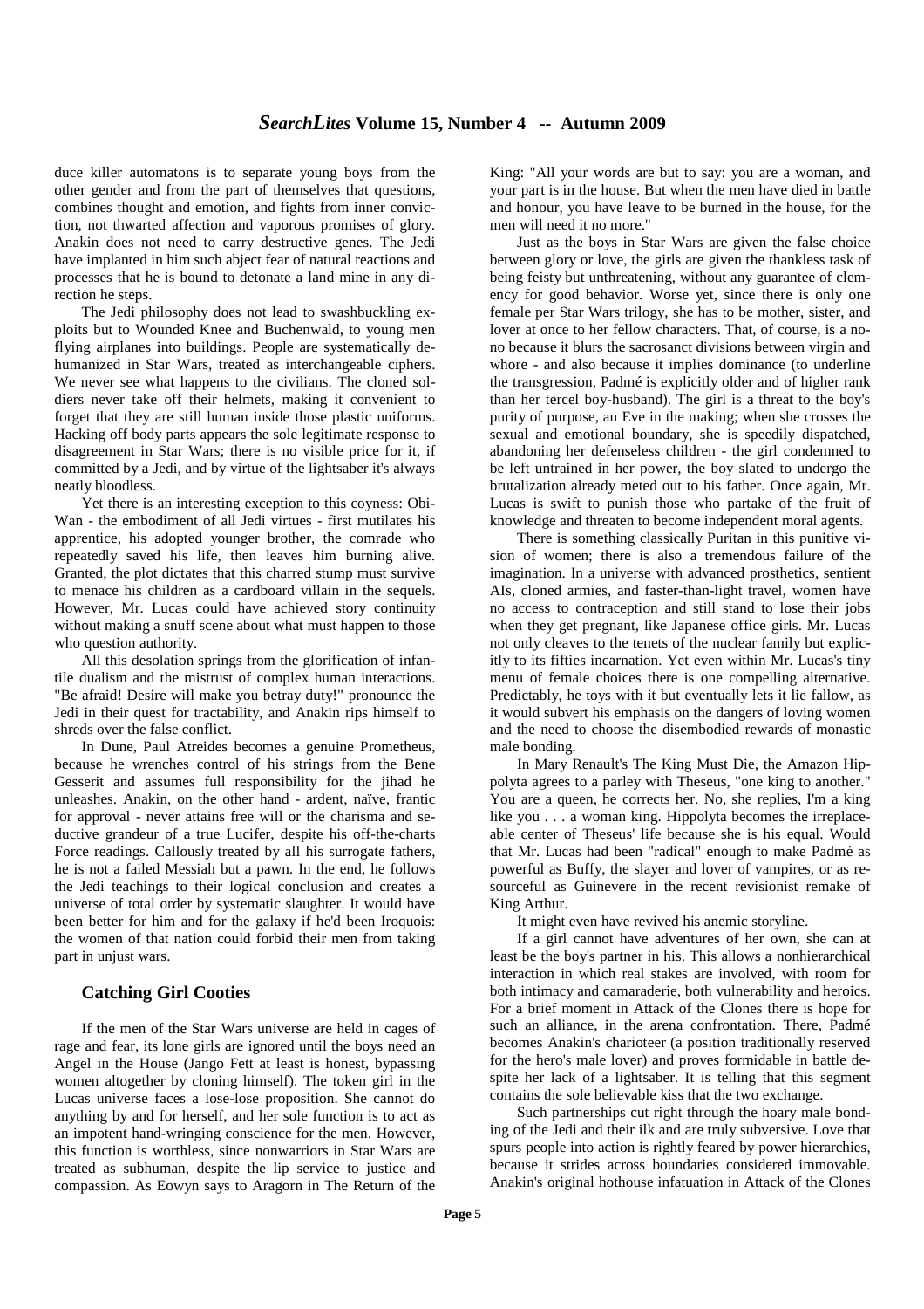duce killer automatons is to separate young boys from the other gender and from the part of themselves that questions, combines thought and emotion, and fights from inner conviction, not thwarted affection and vaporous promises of glory. Anakin does not need to carry destructive genes. The Jedi have implanted in him such abject fear of natural reactions and processes that he is bound to detonate a land mine in any direction he steps.

The Jedi philosophy does not lead to swashbuckling exploits but to Wounded Knee and Buchenwald, to young men flying airplanes into buildings. People are systematically dehumanized in Star Wars, treated as interchangeable ciphers. We never see what happens to the civilians. The cloned soldiers never take off their helmets, making it convenient to forget that they are still human inside those plastic uniforms. Hacking off body parts appears the sole legitimate response to disagreement in Star Wars; there is no visible price for it, if committed by a Jedi, and by virtue of the lightsaber it's always neatly bloodless.

Yet there is an interesting exception to this coyness: Obi-Wan - the embodiment of all Jedi virtues - first mutilates his apprentice, his adopted younger brother, the comrade who repeatedly saved his life, then leaves him burning alive. Granted, the plot dictates that this charred stump must survive to menace his children as a cardboard villain in the sequels. However, Mr. Lucas could have achieved story continuity without making a snuff scene about what must happen to those who question authority.

All this desolation springs from the glorification of infantile dualism and the mistrust of complex human interactions. "Be afraid! Desire will make you betray duty!" pronounce the Jedi in their quest for tractability, and Anakin rips himself to shreds over the false conflict.

In Dune, Paul Atreides becomes a genuine Prometheus, because he wrenches control of his strings from the Bene Gesserit and assumes full responsibility for the jihad he unleashes. Anakin, on the other hand - ardent, naïve, frantic for approval - never attains free will or the charisma and seductive grandeur of a true Lucifer, despite his off-the-charts Force readings. Callously treated by all his surrogate fathers, he is not a failed Messiah but a pawn. In the end, he follows the Jedi teachings to their logical conclusion and creates a universe of total order by systematic slaughter. It would have been better for him and for the galaxy if he'd been Iroquois: the women of that nation could forbid their men from taking part in unjust wars.

## Catching Girl Cooties

If the men of the Star Wars universe are held in cages of rage and fear, its lone girls are ignored until the boys need an Angel in the House (Jango Fett at least is honest, bypassing women altogether by cloning himself). The token girl in the Lucas universe faces a lose-lose proposition. She cannot do anything by and for herself, and her sole function is to act as an impotent hand-wringing conscience for the men. However, this function is worthless, since nonwarriors in Star Wars are treated as subhuman, despite the lip service to justice and compassion. As Eowyn says to Aragorn in The Return of the King: "All your words are but to say: you are a woman, and your part is in the house. But when the men have died in battle and honour, you have leave to be burned in the house, for the men will need it no more."

Just as the boys in Star Wars are given the false choice between glory or love, the girls are given the thankless task of being feisty but unthreatening, without any guarantee of clemency for good behavior. Worse yet, since there is only one female per Star Wars trilogy, she has to be mother, sister, and lover at once to her fellow characters. That, of course, is a no-no because it blurs the sacrosanct divisions between virgin and whore - and also because it implies dominance (to underline the transgression, Padmé is explicitly older and of higher rank than her tercel boy-husband). The girl is a threat to the boy's purity of purpose, an Eve in the making; when she crosses the sexual and emotional boundary, she is speedily dispatched, abandoning her defenseless children - the girl condemned to be left untrained in her power, the boy slated to undergo the brutalization already meted out to his father. Once again, Mr. Lucas is swift to punish those who partake of the fruit of knowledge and threaten to become independent moral agents.

There is something classically Puritan in this punitive vision of women; there is also a tremendous failure of the imagination. In a universe with advanced prosthetics, sentient AIs, cloned armies, and faster-than-light travel, women have no access to contraception and still stand to lose their jobs when they get pregnant, like Japanese office girls. Mr. Lucas not only cleaves to the tenets of the nuclear family but explicitly to its fifties incarnation. Yet even within Mr. Lucas's tiny menu of female choices there is one compelling alternative. Predictably, he toys with it but eventually lets it lie fallow, as it would subvert his emphasis on the dangers of loving women and the need to choose the disembodied rewards of monastic male bonding.

In Mary Renault's The King Must Die, the Amazon Hippolyta agrees to a parley with Theseus, "one king to another." You are a queen, he corrects her. No, she replies, I'm a king like you . . . a woman king. Hippolyta becomes the irreplaceable center of Theseus' life because she is his equal. Would that Mr. Lucas had been "radical" enough to make Padmé as powerful as Buffy, the slayer and lover of vampires, or as resourceful as Guinevere in the recent revisionist remake of King Arthur.

It might even have revived his anemic storyline.

If a girl cannot have adventures of her own, she can at least be the boy's partner in his. This allows a nonhierarchical interaction in which real stakes are involved, with room for both intimacy and camaraderie, both vulnerability and heroics. For a brief moment in Attack of the Clones there is hope for such an alliance, in the arena confrontation. There, Padmé becomes Anakin's charioteer (a position traditionally reserved for the hero's male lover) and proves formidable in battle despite her lack of a lightsaber. It is telling that this segment contains the sole believable kiss that the two exchange.

Such partnerships cut right through the hoary male bonding of the Jedi and their ilk and are truly subversive. Love that spurs people into action is rightly feared by power hierarchies, because it strides across boundaries considered immovable. Anakin's original hothouse infatuation in Attack of the Clones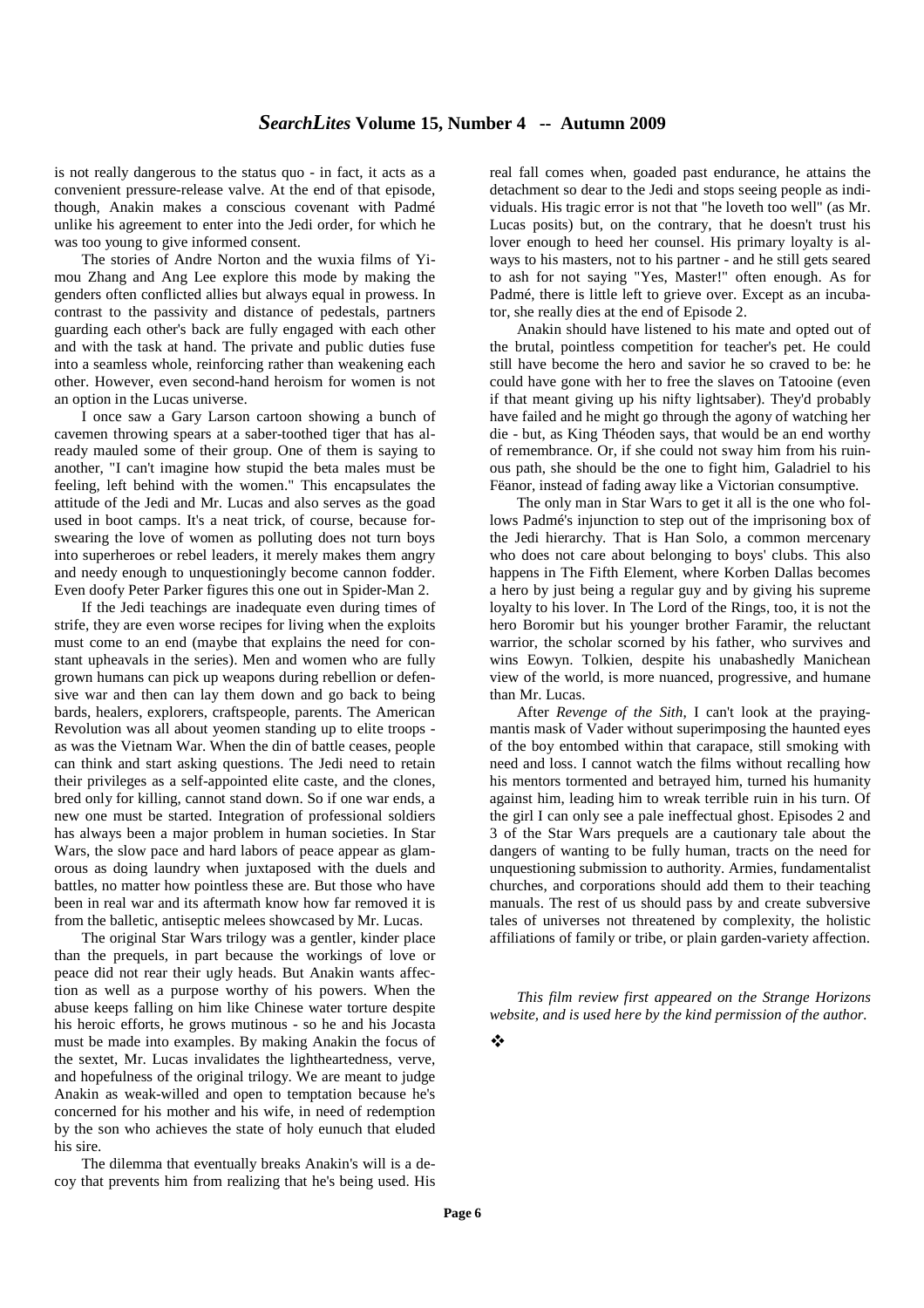is not really dangerous to the status quo - in fact, it acts as a convenient pressure-release valve. At the end of that episode, though, Anakin makes a conscious covenant with Padmé unlike his agreement to enter into the Jedi order, for which he was too young to give informed consent.

The stories of Andre Norton and the wuxia films of Yimou Zhang and Ang Lee explore this mode by making the genders often conflicted allies but always equal in prowess. In contrast to the passivity and distance of pedestals, partners guarding each other's back are fully engaged with each other and with the task at hand. The private and public duties fuse into a seamless whole, reinforcing rather than weakening each other. However, even second-hand heroism for women is not an option in the Lucas universe.

I once saw a Gary Larson cartoon showing a bunch of cavemen throwing spears at a saber-toothed tiger that has already mauled some of their group. One of them is saying to another, "I can't imagine how stupid the beta males must be feeling, left behind with the women." This encapsulates the attitude of the Jedi and Mr. Lucas and also serves as the goad used in boot camps. It's a neat trick, of course, because forswearing the love of women as polluting does not turn boys into superheroes or rebel leaders, it merely makes them angry and needy enough to unquestioningly become cannon fodder. Even doofy Peter Parker figures this one out in Spider-Man 2.

If the Jedi teachings are inadequate even during times of strife, they are even worse recipes for living when the exploits must come to an end (maybe that explains the need for constant upheavals in the series). Men and women who are fully grown humans can pick up weapons during rebellion or defensive war and then can lay them down and go back to being bards, healers, explorers, craftspeople, parents. The American Revolution was all about yeomen standing up to elite troops - as was the Vietnam War. When the din of battle ceases, people can think and start asking questions. The Jedi need to retain their privileges as a self-appointed elite caste, and the clones, bred only for killing, cannot stand down. So if one war ends, a new one must be started. Integration of professional soldiers has always been a major problem in human societies. In Star Wars, the slow pace and hard labors of peace appear as glamorous as doing laundry when juxtaposed with the duels and battles, no matter how pointless these are. But those who have been in real war and its aftermath know how far removed it is from the balletic, antiseptic melees showcased by Mr. Lucas.

The original Star Wars trilogy was a gentler, kinder place than the prequels, in part because the workings of love or peace did not rear their ugly heads. But Anakin wants affection as well as a purpose worthy of his powers. When the abuse keeps falling on him like Chinese water torture despite his heroic efforts, he grows mutinous - so he and his Jocasta must be made into examples. By making Anakin the focus of the sextet, Mr. Lucas invalidates the lightheartedness, verve, and hopefulness of the original trilogy. We are meant to judge Anakin as weak-willed and open to temptation because he's concerned for his mother and his wife, in need of redemption by the son who achieves the state of holy eunuch that eluded his sire.

The dilemma that eventually breaks Anakin's will is a decoy that prevents him from realizing that he's being used. His real fall comes when, goaded past endurance, he attains the detachment so dear to the Jedi and stops seeing people as individuals. His tragic error is not that "he loveth too well" (as Mr. Lucas posits) but, on the contrary, that he doesn't trust his lover enough to heed her counsel. His primary loyalty is always to his masters, not to his partner - and he still gets seared to ash for not saying "Yes, Master!" often enough. As for Padmé, there is little left to grieve over. Except as an incubator, she really dies at the end of Episode 2.

Anakin should have listened to his mate and opted out of the brutal, pointless competition for teacher's pet. He could still have become the hero and savior he so craved to be: he could have gone with her to free the slaves on Tatooine (even if that meant giving up his nifty lightsaber). They'd probably have failed and he might go through the agony of watching her die - but, as King Théoden says, that would be an end worthy of remembrance. Or, if she could not sway him from his ruinous path, she should be the one to fight him, Galadriel to his Fëanor, instead of fading away like a Victorian consumptive.

The only man in Star Wars to get it all is the one who follows Padmé's injunction to step out of the imprisoning box of the Jedi hierarchy. That is Han Solo, a common mercenary who does not care about belonging to boys' clubs. This also happens in The Fifth Element, where Korben Dallas becomes a hero by just being a regular guy and by giving his supreme loyalty to his lover. In The Lord of the Rings, too, it is not the hero Boromir but his younger brother Faramir, the reluctant warrior, the scholar scorned by his father, who survives and wins Eowyn. Tolkien, despite his unabashedly Manichean view of the world, is more nuanced, progressive, and humane than Mr. Lucas.

After *Revenge of the Sith*, I can't look at the praying-mantis mask of Vader without superimposing the haunted eyes of the boy entombed within that carapace, still smoking with need and loss. I cannot watch the films without recalling how his mentors tormented and betrayed him, turned his humanity against him, leading him to wreak terrible ruin in his turn. Of the girl I can only see a pale ineffectual ghost. Episodes 2 and 3 of the Star Wars prequels are a cautionary tale about the dangers of wanting to be fully human, tracts on the need for unquestioning submission to authority. Armies, fundamentalist churches, and corporations should add them to their teaching manuals. The rest of us should pass by and create subversive tales of universes not threatened by complexity, the holistic affiliations of family or tribe, or plain garden-variety affection.

*This film review first appeared on the Strange Horizons website, and is used here by the kind permission of the author.*

❖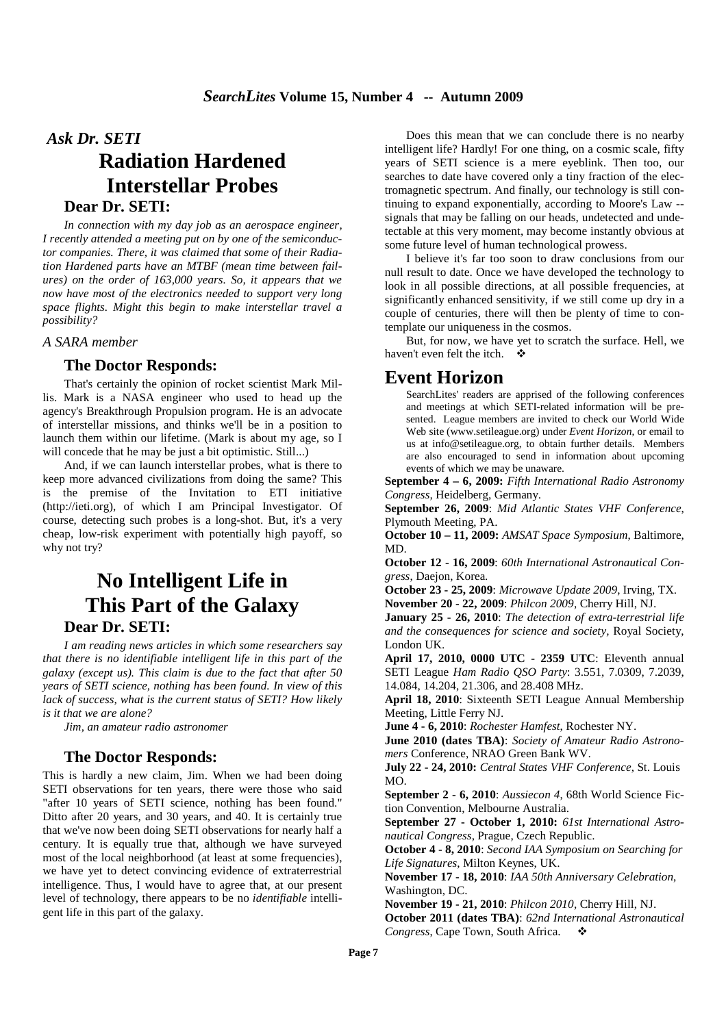## *Ask Dr. SETI*

# Radiation Hardened Interstellar Probes

### Dear Dr. SETI:

*In connection with my day job as an aerospace engineer, I recently attended a meeting put on by one of the semiconductor companies. There, it was claimed that some of their Radiation Hardened parts have an MTBF (mean time between failures) on the order of 163,000 years. So, it appears that we now have most of the electronics needed to support very long space flights. Might this begin to make interstellar travel a possibility?*

*A SARA member*

### The Doctor Responds:

That's certainly the opinion of rocket scientist Mark Millis. Mark is a NASA engineer who used to head up the agency's Breakthrough Propulsion program. He is an advocate of interstellar missions, and thinks we'll be in a position to launch them within our lifetime. (Mark is about my age, so I will concede that he may be just a bit optimistic. Still...)

And, if we can launch interstellar probes, what is there to keep more advanced civilizations from doing the same? This is the premise of the Invitation to ETI initiative (http://ieti.org), of which I am Principal Investigator. Of course, detecting such probes is a long-shot. But, it's a very cheap, low-risk experiment with potentially high payoff, so why not try?

# No Intelligent Life in This Part of the Galaxy

### Dear Dr. SETI:

*I am reading news articles in which some researchers say that there is no identifiable intelligent life in this part of the galaxy (except us). This claim is due to the fact that after 50 years of SETI science, nothing has been found. In view of this lack of success, what is the current status of SETI? How likely is it that we are alone?*

*Jim, an amateur radio astronomer*

### The Doctor Responds:

This is hardly a new claim, Jim. When we had been doing SETI observations for ten years, there were those who said "after 10 years of SETI science, nothing has been found." Ditto after 20 years, and 30 years, and 40. It is certainly true that we've now been doing SETI observations for nearly half a century. It is equally true that, although we have surveyed most of the local neighborhood (at least at some frequencies), we have yet to detect convincing evidence of extraterrestrial intelligence. Thus, I would have to agree that, at our present level of technology, there appears to be no *identifiable* intelligent life in this part of the galaxy.

Does this mean that we can conclude there is no nearby intelligent life? Hardly! For one thing, on a cosmic scale, fifty years of SETI science is a mere eyeblink. Then too, our searches to date have covered only a tiny fraction of the electromagnetic spectrum. And finally, our technology is still continuing to expand exponentially, according to Moore's Law -- signals that may be falling on our heads, undetected and undetectable at this very moment, may become instantly obvious at some future level of human technological prowess.

I believe it's far too soon to draw conclusions from our null result to date. Once we have developed the technology to look in all possible directions, at all possible frequencies, at significantly enhanced sensitivity, if we still come up dry in a couple of centuries, there will then be plenty of time to contemplate our uniqueness in the cosmos.

But, for now, we have yet to scratch the surface. Hell, we haven't even felt the itch. ❖

# Event Horizon

SearchLites' readers are apprised of the following conferences and meetings at which SETI-related information will be presented. League members are invited to check our World Wide Web site (www.setileague.org) under *Event Horizon*, or email to us at info@setileague.org, to obtain further details. Members are also encouraged to send in information about upcoming events of which we may be unaware.

**September 4 – 6, 2009:** *Fifth International Radio Astronomy Congress*, Heidelberg, Germany.

**September 26, 2009**: *Mid Atlantic States VHF Conference*, Plymouth Meeting, PA.

**October 10 – 11, 2009:** *AMSAT Space Symposium*, Baltimore, MD.

**October 12 - 16, 2009**: *60th International Astronautical Congress*, Daejon, Korea.

**October 23 - 25, 2009**: *Microwave Update 2009*, Irving, TX.

**November 20 - 22, 2009**: *Philcon 2009*, Cherry Hill, NJ.

**January 25 - 26, 2010**: *The detection of extra-terrestrial life and the consequences for science and society*, Royal Society, London UK.

**April 17, 2010, 0000 UTC - 2359 UTC**: Eleventh annual SETI League *Ham Radio QSO Party*: 3.551, 7.0309, 7.2039, 14.084, 14.204, 21.306, and 28.408 MHz.

**April 18, 2010**: Sixteenth SETI League Annual Membership Meeting, Little Ferry NJ.

**June 4 - 6, 2010**: *Rochester Hamfest*, Rochester NY.

**June 2010 (dates TBA)**: *Society of Amateur Radio Astronomers* Conference, NRAO Green Bank WV.

**July 22 - 24, 2010:** *Central States VHF Conference*, St. Louis MO.

**September 2 - 6, 2010**: *Aussiecon 4*, 68th World Science Fiction Convention, Melbourne Australia.

**September 27 - October 1, 2010:** *61st International Astronautical Congress*, Prague, Czech Republic.

**October 4 - 8, 2010**: *Second IAA Symposium on Searching for Life Signatures*, Milton Keynes, UK.

**November 17 - 18, 2010**: *IAA 50th Anniversary Celebration*, Washington, DC.

**November 19 - 21, 2010**: *Philcon 2010*, Cherry Hill, NJ.

**October 2011 (dates TBA)**: *62nd International Astronautical Congress*, Cape Town, South Africa. ❖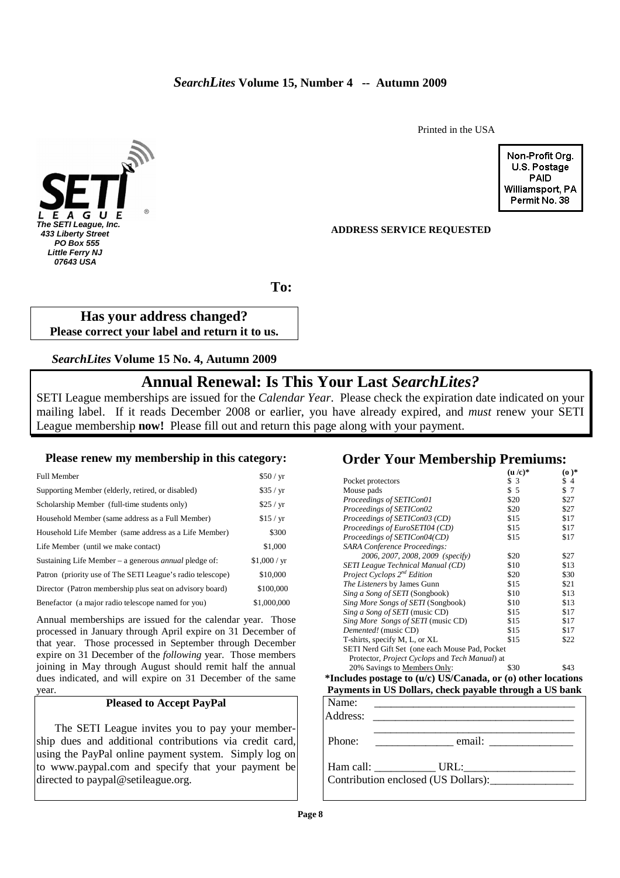***SearchLites* Volume 15, Number 4 -- Autumn 2009**

Printed in the USA

The SETI League, Inc.
433 Liberty Street
PO Box 555
Little Ferry NJ
07643 USA

Non-Profit Org.
U.S. Postage
PAID
Williamsport, PA
Permit No. 38

**ADDRESS SERVICE REQUESTED**

**To:**

**Has your address changed?**
**Please correct your label and return it to us.**

***SearchLites* Volume 15 No. 4, Autumn 2009**

## Annual Renewal: Is This Your Last *SearchLites?*

SETI League memberships are issued for the *Calendar Year*. Please check the expiration date indicated on your mailing label. If it reads December 2008 or earlier, you have already expired, and *must* renew your SETI League membership **now!** Please fill out and return this page along with your payment.

### Please renew my membership in this category:

| | |
|---|---|
| Full Member | $50 / yr |
| Supporting Member (elderly, retired, or disabled) | $35 / yr |
| Scholarship Member (full-time students only) | $25 / yr |
| Household Member (same address as a Full Member) | $15 / yr |
| Household Life Member (same address as a Life Member) | $300 |
| Life Member (until we make contact) | $1,000 |
| Sustaining Life Member – a generous *annual* pledge of: | $1,000 / yr |
| Patron (priority use of The SETI League's radio telescope) | $10,000 |
| Director (Patron membership plus seat on advisory board) | $100,000 |
| Benefactor (a major radio telescope named for you) | $1,000,000 |

Annual memberships are issued for the calendar year. Those processed in January through April expire on 31 December of that year. Those processed in September through December expire on 31 December of the *following* year. Those members joining in May through August should remit half the annual dues indicated, and will expire on 31 December of the same year.

**Pleased to Accept PayPal**

The SETI League invites you to pay your membership dues and additional contributions via credit card, using the PayPal online payment system. Simply log on to www.paypal.com and specify that your payment be directed to paypal@setileague.org.

### Order Your Membership Premiums:

| | (u /c)* | (o )* |
|---|---|---|
| Pocket protectors | $ 3 | $ 4 |
| Mouse pads | $ 5 | $ 7 |
| *Proceedings of SETICon01* | $20 | $27 |
| *Proceedings of SETICon02* | $20 | $27 |
| *Proceedings of SETICon03 (CD)* | $15 | $17 |
| *Proceedings of EuroSETI04 (CD)* | $15 | $17 |
| *Proceedings of SETICon04(CD)* | $15 | $17 |
| *SARA Conference Proceedings: 2006, 2007, 2008, 2009 (specify)* | $20 | $27 |
| *SETI League Technical Manual (CD)* | $10 | $13 |
| *Project Cyclops 2nd Edition* | $20 | $30 |
| *The Listeners* by James Gunn | $15 | $21 |
| *Sing a Song of SETI* (Songbook) | $10 | $13 |
| *Sing More Songs of SETI* (Songbook) | $10 | $13 |
| *Sing a Song of SETI* (music CD) | $15 | $17 |
| *Sing More Songs of SETI* (music CD) | $15 | $17 |
| *Demented!* (music CD) | $15 | $17 |
| T-shirts, specify M, L, or XL | $15 | $22 |
| SETI Nerd Gift Set (one each Mouse Pad, Pocket Protector, *Project Cyclops* and *Tech Manual*) at 20% Savings to Members Only: | $30 | $43 |

**\*Includes postage to (u/c) US/Canada, or (o) other locations**
**Payments in US Dollars, check payable through a US bank**

Name: ____________________________________
Address: ____________________________________
____________________________________
Phone: ______________ email: _______________

Ham call: ___________ URL:____________________
Contribution enclosed (US Dollars):_______________